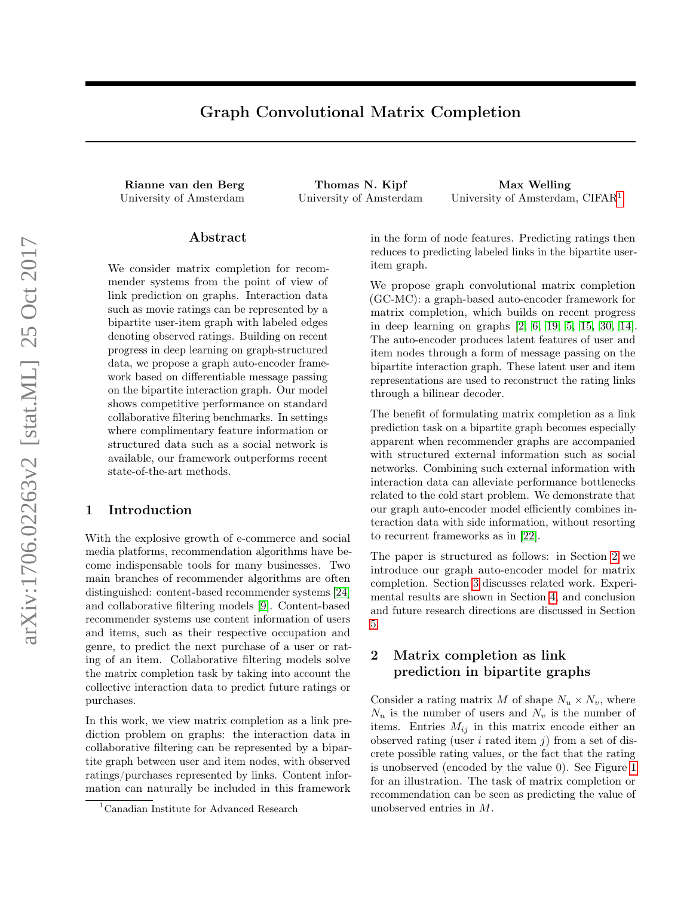# Graph Convolutional Matrix Completion

**Rianne van den Berg**
University of Amsterdam

**Thomas N. Kipf**
University of Amsterdam

**Max Welling**
University of Amsterdam, CIFAR[1]

## Abstract

We consider matrix completion for recommender systems from the point of view of link prediction on graphs. Interaction data such as movie ratings can be represented by a bipartite user-item graph with labeled edges denoting observed ratings. Building on recent progress in deep learning on graph-structured data, we propose a graph auto-encoder framework based on differentiable message passing on the bipartite interaction graph. Our model shows competitive performance on standard collaborative filtering benchmarks. In settings where complimentary feature information or structured data such as a social network is available, our framework outperforms recent state-of-the-art methods.

## 1 Introduction

With the explosive growth of e-commerce and social media platforms, recommendation algorithms have become indispensable tools for many businesses. Two main branches of recommender algorithms are often distinguished: content-based recommender systems [24] and collaborative filtering models [9]. Content-based recommender systems use content information of users and items, such as their respective occupation and genre, to predict the next purchase of a user or rating of an item. Collaborative filtering models solve the matrix completion task by taking into account the collective interaction data to predict future ratings or purchases.

In this work, we view matrix completion as a link prediction problem on graphs: the interaction data in collaborative filtering can be represented by a bipartite graph between user and item nodes, with observed ratings/purchases represented by links. Content information can naturally be included in this framework in the form of node features. Predicting ratings then reduces to predicting labeled links in the bipartite user-item graph.

We propose graph convolutional matrix completion (GC-MC): a graph-based auto-encoder framework for matrix completion, which builds on recent progress in deep learning on graphs [2, 6, 19, 5, 15, 30, 14]. The auto-encoder produces latent features of user and item nodes through a form of message passing on the bipartite interaction graph. These latent user and item representations are used to reconstruct the rating links through a bilinear decoder.

The benefit of formulating matrix completion as a link prediction task on a bipartite graph becomes especially apparent when recommender graphs are accompanied with structured external information such as social networks. Combining such external information with interaction data can alleviate performance bottlenecks related to the cold start problem. We demonstrate that our graph auto-encoder model efficiently combines interaction data with side information, without resorting to recurrent frameworks as in [22].

The paper is structured as follows: in Section 2 we introduce our graph auto-encoder model for matrix completion. Section 3 discusses related work. Experimental results are shown in Section 4, and conclusion and future research directions are discussed in Section 5.

## 2 Matrix completion as link prediction in bipartite graphs

Consider a rating matrix $M$ of shape $N_u \times N_v$, where $N_u$ is the number of users and $N_v$ is the number of items. Entries $M_{ij}$ in this matrix encode either an observed rating (user $i$ rated item $j$) from a set of discrete possible rating values, or the fact that the rating is unobserved (encoded by the value 0). See Figure 1 for an illustration. The task of matrix completion or recommendation can be seen as predicting the value of unobserved entries in $M$.

[1] Canadian Institute for Advanced Research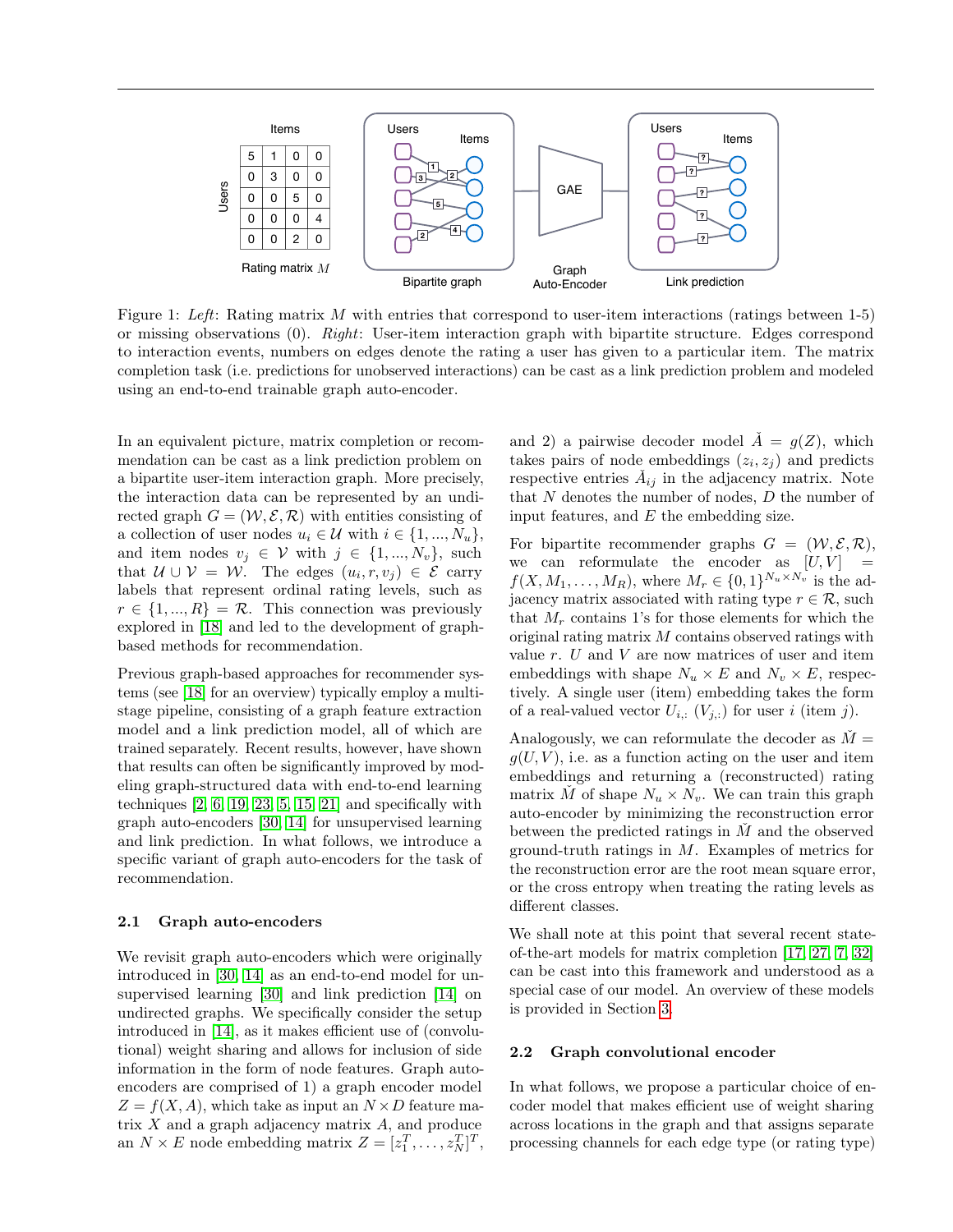Figure 1: *Left*: Rating matrix $M$ with entries that correspond to user-item interactions (ratings between 1-5) or missing observations (0). *Right*: User-item interaction graph with bipartite structure. Edges correspond to interaction events, numbers on edges denote the rating a user has given to a particular item. The matrix completion task (i.e. predictions for unobserved interactions) can be cast as a link prediction problem and modeled using an end-to-end trainable graph auto-encoder.

In an equivalent picture, matrix completion or recommendation can be cast as a link prediction problem on a bipartite user-item interaction graph. More precisely, the interaction data can be represented by an undirected graph $G = (\mathcal{W}, \mathcal{E}, \mathcal{R})$ with entities consisting of a collection of user nodes $u_i \in \mathcal{U}$ with $i \in \{1, ..., N_u\}$, and item nodes $v_j \in \mathcal{V}$ with $j \in \{1, ..., N_v\}$, such that $\mathcal{U} \cup \mathcal{V} = \mathcal{W}$. The edges $(u_i, r, v_j) \in \mathcal{E}$ carry labels that represent ordinal rating levels, such as $r \in \{1, ..., R\} = \mathcal{R}$. This connection was previously explored in [18] and led to the development of graph-based methods for recommendation.

Previous graph-based approaches for recommender systems (see [18] for an overview) typically employ a multi-stage pipeline, consisting of a graph feature extraction model and a link prediction model, all of which are trained separately. Recent results, however, have shown that results can often be significantly improved by modeling graph-structured data with end-to-end learning techniques [2, 6, 19, 23, 5, 15, 21] and specifically with graph auto-encoders [30, 14] for unsupervised learning and link prediction. In what follows, we introduce a specific variant of graph auto-encoders for the task of recommendation.

### 2.1 Graph auto-encoders

We revisit graph auto-encoders which were originally introduced in [30, 14] as an end-to-end model for unsupervised learning [30] and link prediction [14] on undirected graphs. We specifically consider the setup introduced in [14], as it makes efficient use of (convolutional) weight sharing and allows for inclusion of side information in the form of node features. Graph auto-encoders are comprised of 1) a graph encoder model $Z = f(X, A)$, which take as input an $N \times D$ feature matrix $X$ and a graph adjacency matrix $A$, and produce an $N \times E$ node embedding matrix $Z = [z_1^T, \ldots, z_N^T]^T$, and 2) a pairwise decoder model $\check{A} = g(Z)$, which takes pairs of node embeddings $(z_i, z_j)$ and predicts respective entries $\check{A}_{ij}$ in the adjacency matrix. Note that $N$ denotes the number of nodes, $D$ the number of input features, and $E$ the embedding size.

For bipartite recommender graphs $G = (\mathcal{W}, \mathcal{E}, \mathcal{R})$, we can reformulate the encoder as $[U, V] = f(X, M_1, \ldots, M_R)$, where $M_r \in \{0, 1\}^{N_u \times N_v}$ is the adjacency matrix associated with rating type $r \in \mathcal{R}$, such that $M_r$ contains 1's for those elements for which the original rating matrix $M$ contains observed ratings with value $r$. $U$ and $V$ are now matrices of user and item embeddings with shape $N_u \times E$ and $N_v \times E$, respectively. A single user (item) embedding takes the form of a real-valued vector $U_{i,:}$ $(V_{j,:})$ for user $i$ (item $j$).

Analogously, we can reformulate the decoder as $\check{M} = g(U, V)$, i.e. as a function acting on the user and item embeddings and returning a (reconstructed) rating matrix $\check{M}$ of shape $N_u \times N_v$. We can train this graph auto-encoder by minimizing the reconstruction error between the predicted ratings in $\check{M}$ and the observed ground-truth ratings in $M$. Examples of metrics for the reconstruction error are the root mean square error, or the cross entropy when treating the rating levels as different classes.

We shall note at this point that several recent state-of-the-art models for matrix completion [17, 27, 7, 32] can be cast into this framework and understood as a special case of our model. An overview of these models is provided in Section 3.

### 2.2 Graph convolutional encoder

In what follows, we propose a particular choice of encoder model that makes efficient use of weight sharing across locations in the graph and that assigns separate processing channels for each edge type (or rating type)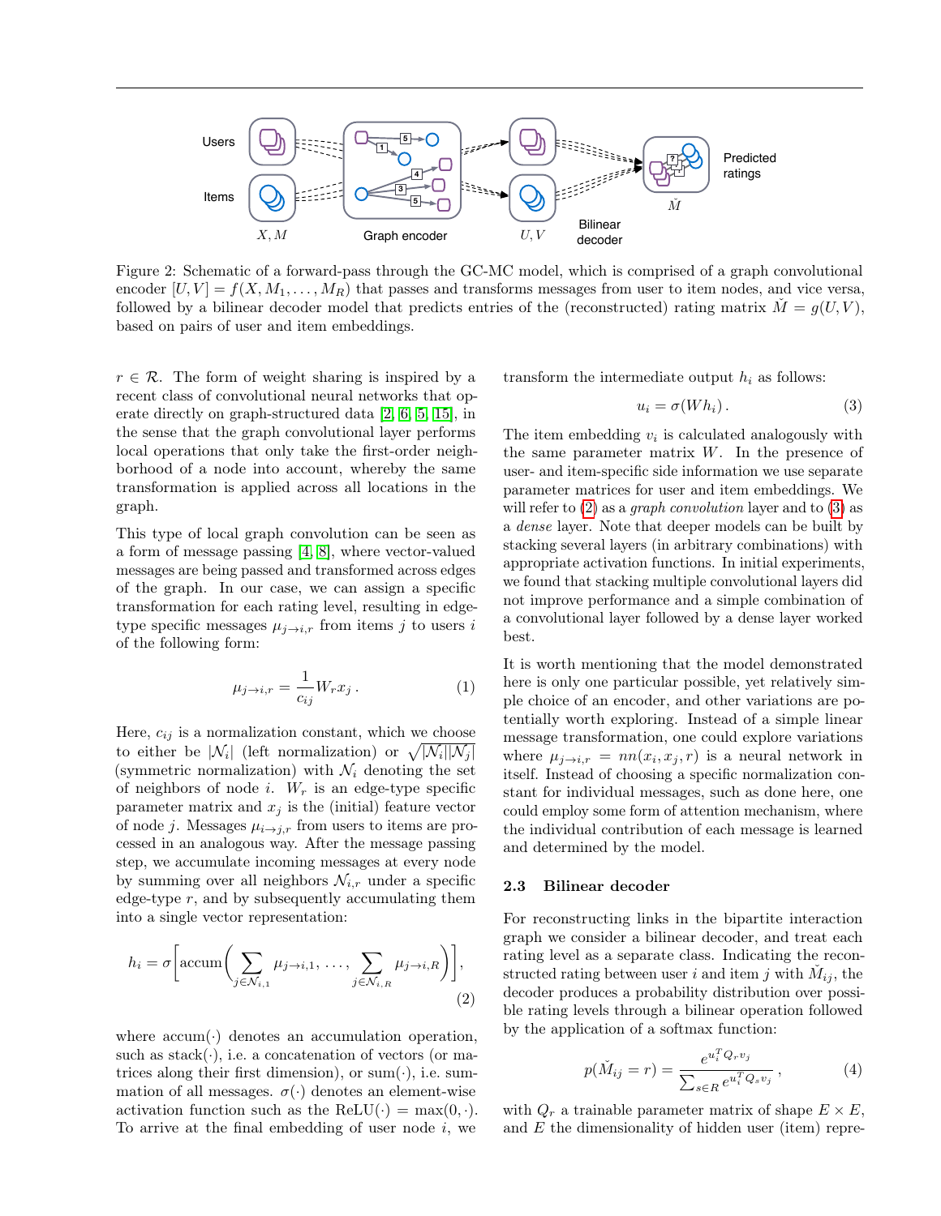Figure 2: Schematic of a forward-pass through the GC-MC model, which is comprised of a graph convolutional encoder $[U, V] = f(X, M_1, \ldots, M_R)$ that passes and transforms messages from user to item nodes, and vice versa, followed by a bilinear decoder model that predicts entries of the (reconstructed) rating matrix $\check{M} = g(U, V)$, based on pairs of user and item embeddings.

$r \in \mathcal{R}$. The form of weight sharing is inspired by a recent class of convolutional neural networks that operate directly on graph-structured data [2, 6, 5, 15], in the sense that the graph convolutional layer performs local operations that only take the first-order neighborhood of a node into account, whereby the same transformation is applied across all locations in the graph.

This type of local graph convolution can be seen as a form of message passing [4, 8], where vector-valued messages are being passed and transformed across edges of the graph. In our case, we can assign a specific transformation for each rating level, resulting in edge-type specific messages $\mu_{j \to i,r}$ from items $j$ to users $i$ of the following form:

$$\mu_{j \to i,r} = \frac{1}{c_{ij}} W_r x_j \,. \tag{1}$$

Here, $c_{ij}$ is a normalization constant, which we choose to either be $|\mathcal{N}_i|$ (left normalization) or $\sqrt{|\mathcal{N}_i||\mathcal{N}_j|}$ (symmetric normalization) with $\mathcal{N}_i$ denoting the set of neighbors of node $i$. $W_r$ is an edge-type specific parameter matrix and $x_j$ is the (initial) feature vector of node $j$. Messages $\mu_{i \to j,r}$ from users to items are processed in an analogous way. After the message passing step, we accumulate incoming messages at every node by summing over all neighbors $\mathcal{N}_{i,r}$ under a specific edge-type $r$, and by subsequently accumulating them into a single vector representation:

$$h_i = \sigma\Bigg[\mathrm{accum}\Bigg(\sum_{j \in \mathcal{N}_{i,1}} \mu_{j \to i,1}, \, \ldots, \, \sum_{j \in \mathcal{N}_{i,R}} \mu_{j \to i,R}\Bigg)\Bigg], \tag{2}$$

where $\mathrm{accum}(\cdot)$ denotes an accumulation operation, such as $\mathrm{stack}(\cdot)$, i.e. a concatenation of vectors (or matrices along their first dimension), or $\mathrm{sum}(\cdot)$, i.e. summation of all messages. $\sigma(\cdot)$ denotes an element-wise activation function such as the $\mathrm{ReLU}(\cdot) = \max(0, \cdot)$. To arrive at the final embedding of user node $i$, we transform the intermediate output $h_i$ as follows:

$$u_i = \sigma(W h_i) \,. \tag{3}$$

The item embedding $v_i$ is calculated analogously with the same parameter matrix $W$. In the presence of user- and item-specific side information we use separate parameter matrices for user and item embeddings. We will refer to (2) as a *graph convolution* layer and to (3) as a *dense* layer. Note that deeper models can be built by stacking several layers (in arbitrary combinations) with appropriate activation functions. In initial experiments, we found that stacking multiple convolutional layers did not improve performance and a simple combination of a convolutional layer followed by a dense layer worked best.

It is worth mentioning that the model demonstrated here is only one particular possible, yet relatively simple choice of an encoder, and other variations are potentially worth exploring. Instead of a simple linear message transformation, one could explore variations where $\mu_{j \to i,r} = nn(x_i, x_j, r)$ is a neural network in itself. Instead of choosing a specific normalization constant for individual messages, such as done here, one could employ some form of attention mechanism, where the individual contribution of each message is learned and determined by the model.

### 2.3 Bilinear decoder

For reconstructing links in the bipartite interaction graph we consider a bilinear decoder, and treat each rating level as a separate class. Indicating the reconstructed rating between user $i$ and item $j$ with $\check{M}_{ij}$, the decoder produces a probability distribution over possible rating levels through a bilinear operation followed by the application of a softmax function:

$$p(\check{M}_{ij} = r) = \frac{e^{u_i^T Q_r v_j}}{\sum_{s \in R} e^{u_i^T Q_s v_j}} \,, \tag{4}$$

with $Q_r$ a trainable parameter matrix of shape $E \times E$, and $E$ the dimensionality of hidden user (item) repre-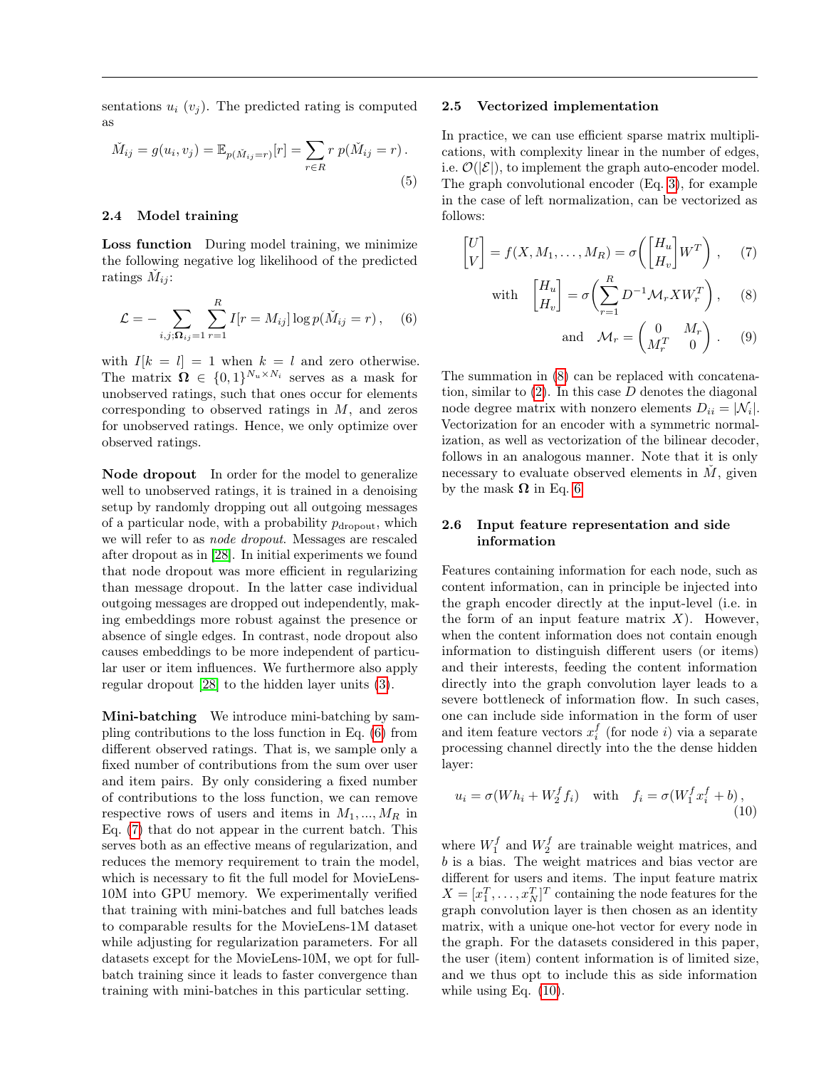sentations $u_i$ ($v_j$). The predicted rating is computed as

$$\check{M}_{ij} = g(u_i, v_j) = \mathbb{E}_{p(\check{M}_{ij}=r)}[r] = \sum_{r \in R} r \; p(\check{M}_{ij} = r) \,. \tag{5}$$

### 2.4 Model training

**Loss function** During model training, we minimize the following negative log likelihood of the predicted ratings $\check{M}_{ij}$:

$$\mathcal{L} = - \sum_{i,j;\mathbf{\Omega}_{ij}=1} \sum_{r=1}^{R} I[r = M_{ij}] \log p(\check{M}_{ij} = r) \,, \tag{6}$$

with $I[k = l] = 1$ when $k = l$ and zero otherwise. The matrix $\mathbf{\Omega} \in \{0, 1\}^{N_u \times N_i}$ serves as a mask for unobserved ratings, such that ones occur for elements corresponding to observed ratings in $M$, and zeros for unobserved ratings. Hence, we only optimize over observed ratings.

**Node dropout** In order for the model to generalize well to unobserved ratings, it is trained in a denoising setup by randomly dropping out all outgoing messages of a particular node, with a probability $p_{\text{dropout}}$, which we will refer to as *node dropout*. Messages are rescaled after dropout as in [28]. In initial experiments we found that node dropout was more efficient in regularizing than message dropout. In the latter case individual outgoing messages are dropped out independently, making embeddings more robust against the presence or absence of single edges. In contrast, node dropout also causes embeddings to be more independent of particular user or item influences. We furthermore also apply regular dropout [28] to the hidden layer units (3).

**Mini-batching** We introduce mini-batching by sampling contributions to the loss function in Eq. (6) from different observed ratings. That is, we sample only a fixed number of contributions from the sum over user and item pairs. By only considering a fixed number of contributions to the loss function, we can remove respective rows of users and items in $M_1, ..., M_R$ in Eq. (7) that do not appear in the current batch. This serves both as an effective means of regularization, and reduces the memory requirement to train the model, which is necessary to fit the full model for MovieLens-10M into GPU memory. We experimentally verified that training with mini-batches and full batches leads to comparable results for the MovieLens-1M dataset while adjusting for regularization parameters. For all datasets except for the MovieLens-10M, we opt for full-batch training since it leads to faster convergence than training with mini-batches in this particular setting.

### 2.5 Vectorized implementation

In practice, we can use efficient sparse matrix multiplications, with complexity linear in the number of edges, i.e. $\mathcal{O}(|\mathcal{E}|)$, to implement the graph auto-encoder model. The graph convolutional encoder (Eq. 3), for example in the case of left normalization, can be vectorized as follows:

$$\begin{bmatrix} U \\ V \end{bmatrix} = f(X, M_1, \ldots, M_R) = \sigma\left( \begin{bmatrix} H_u \\ H_v \end{bmatrix} W^T \right) \,, \tag{7}$$

$$\text{with} \quad \begin{bmatrix} H_u \\ H_v \end{bmatrix} = \sigma\left( \sum_{r=1}^{R} D^{-1} \mathcal{M}_r X W_r^T \right) \,, \tag{8}$$

$$\text{and} \quad \mathcal{M}_r = \begin{pmatrix} 0 & M_r \\ M_r^T & 0 \end{pmatrix} \,. \tag{9}$$

The summation in (8) can be replaced with concatenation, similar to (2). In this case $D$ denotes the diagonal node degree matrix with nonzero elements $D_{ii} = |\mathcal{N}_i|$. Vectorization for an encoder with a symmetric normalization, as well as vectorization of the bilinear decoder, follows in an analogous manner. Note that it is only necessary to evaluate observed elements in $\check{M}$, given by the mask $\mathbf{\Omega}$ in Eq. 6.

### 2.6 Input feature representation and side information

Features containing information for each node, such as content information, can in principle be injected into the graph encoder directly at the input-level (i.e. in the form of an input feature matrix $X$). However, when the content information does not contain enough information to distinguish different users (or items) and their interests, feeding the content information directly into the graph convolution layer leads to a severe bottleneck of information flow. In such cases, one can include side information in the form of user and item feature vectors $x_i^f$ (for node $i$) via a separate processing channel directly into the the dense hidden layer:

$$u_i = \sigma(W h_i + W_2^f f_i) \quad \text{with} \quad f_i = \sigma(W_1^f x_i^f + b) \,, \tag{10}$$

where $W_1^f$ and $W_2^f$ are trainable weight matrices, and $b$ is a bias. The weight matrices and bias vector are different for users and items. The input feature matrix $X = [x_1^T, \ldots, x_N^T]^T$ containing the node features for the graph convolution layer is then chosen as an identity matrix, with a unique one-hot vector for every node in the graph. For the datasets considered in this paper, the user (item) content information is of limited size, and we thus opt to include this as side information while using Eq. (10).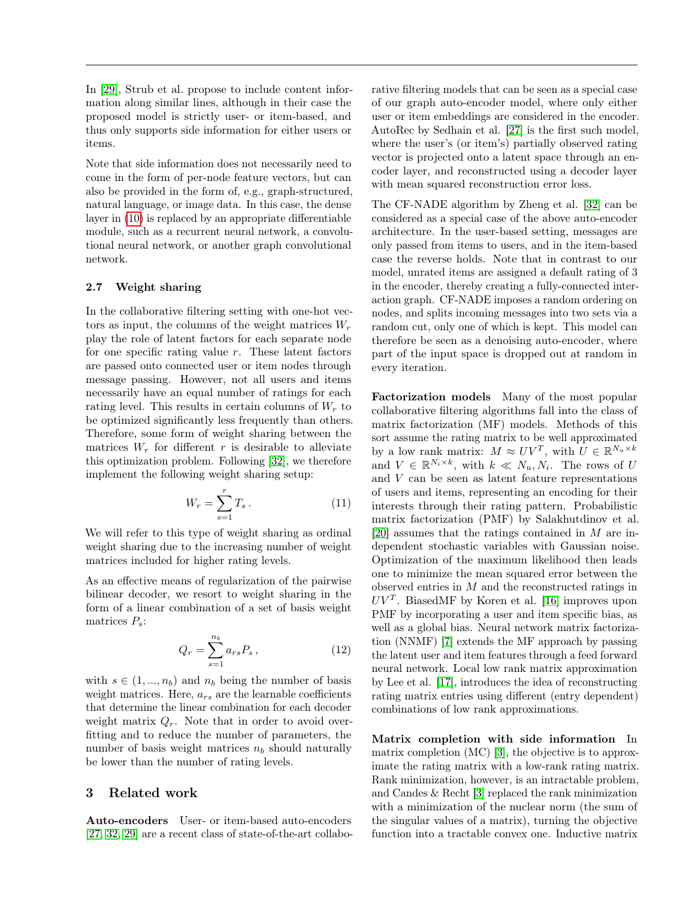In [29], Strub et al. propose to include content information along similar lines, although in their case the proposed model is strictly user- or item-based, and thus only supports side information for either users or items.

Note that side information does not necessarily need to come in the form of per-node feature vectors, but can also be provided in the form of, e.g., graph-structured, natural language, or image data. In this case, the dense layer in (10) is replaced by an appropriate differentiable module, such as a recurrent neural network, a convolutional neural network, or another graph convolutional network.

### 2.7 Weight sharing

In the collaborative filtering setting with one-hot vectors as input, the columns of the weight matrices $W_r$ play the role of latent factors for each separate node for one specific rating value $r$. These latent factors are passed onto connected user or item nodes through message passing. However, not all users and items necessarily have an equal number of ratings for each rating level. This results in certain columns of $W_r$ to be optimized significantly less frequently than others. Therefore, some form of weight sharing between the matrices $W_r$ for different $r$ is desirable to alleviate this optimization problem. Following [32], we therefore implement the following weight sharing setup:

$$W_r = \sum_{s=1}^{r} T_s \,. \tag{11}$$

We will refer to this type of weight sharing as ordinal weight sharing due to the increasing number of weight matrices included for higher rating levels.

As an effective means of regularization of the pairwise bilinear decoder, we resort to weight sharing in the form of a linear combination of a set of basis weight matrices $P_s$:

$$Q_r = \sum_{s=1}^{n_b} a_{rs} P_s \,, \tag{12}$$

with $s \in (1, ..., n_b)$ and $n_b$ being the number of basis weight matrices. Here, $a_{rs}$ are the learnable coefficients that determine the linear combination for each decoder weight matrix $Q_r$. Note that in order to avoid overfitting and to reduce the number of parameters, the number of basis weight matrices $n_b$ should naturally be lower than the number of rating levels.

## 3 Related work

**Auto-encoders** User- or item-based auto-encoders [27, 32, 29] are a recent class of state-of-the-art collaborative filtering models that can be seen as a special case of our graph auto-encoder model, where only either user or item embeddings are considered in the encoder. AutoRec by Sedhain et al. [27] is the first such model, where the user's (or item's) partially observed rating vector is projected onto a latent space through an encoder layer, and reconstructed using a decoder layer with mean squared reconstruction error loss.

The CF-NADE algorithm by Zheng et al. [32] can be considered as a special case of the above auto-encoder architecture. In the user-based setting, messages are only passed from items to users, and in the item-based case the reverse holds. Note that in contrast to our model, unrated items are assigned a default rating of 3 in the encoder, thereby creating a fully-connected interaction graph. CF-NADE imposes a random ordering on nodes, and splits incoming messages into two sets via a random cut, only one of which is kept. This model can therefore be seen as a denoising auto-encoder, where part of the input space is dropped out at random in every iteration.

**Factorization models** Many of the most popular collaborative filtering algorithms fall into the class of matrix factorization (MF) models. Methods of this sort assume the rating matrix to be well approximated by a low rank matrix: $M \approx UV^T$, with $U \in \mathbb{R}^{N_u \times k}$ and $V \in \mathbb{R}^{N_i \times k}$, with $k \ll N_u, N_i$. The rows of $U$ and $V$ can be seen as latent feature representations of users and items, representing an encoding for their interests through their rating pattern. Probabilistic matrix factorization (PMF) by Salakhutdinov et al. [20] assumes that the ratings contained in $M$ are independent stochastic variables with Gaussian noise. Optimization of the maximum likelihood then leads one to minimize the mean squared error between the observed entries in $M$ and the reconstructed ratings in $UV^T$. BiasedMF by Koren et al. [16] improves upon PMF by incorporating a user and item specific bias, as well as a global bias. Neural network matrix factorization (NNMF) [7] extends the MF approach by passing the latent user and item features through a feed forward neural network. Local low rank matrix approximation by Lee et al. [17], introduces the idea of reconstructing rating matrix entries using different (entry dependent) combinations of low rank approximations.

**Matrix completion with side information** In matrix completion (MC) [3], the objective is to approximate the rating matrix with a low-rank rating matrix. Rank minimization, however, is an intractable problem, and Candes & Recht [3] replaced the rank minimization with a minimization of the nuclear norm (the sum of the singular values of a matrix), turning the objective function into a tractable convex one. Inductive matrix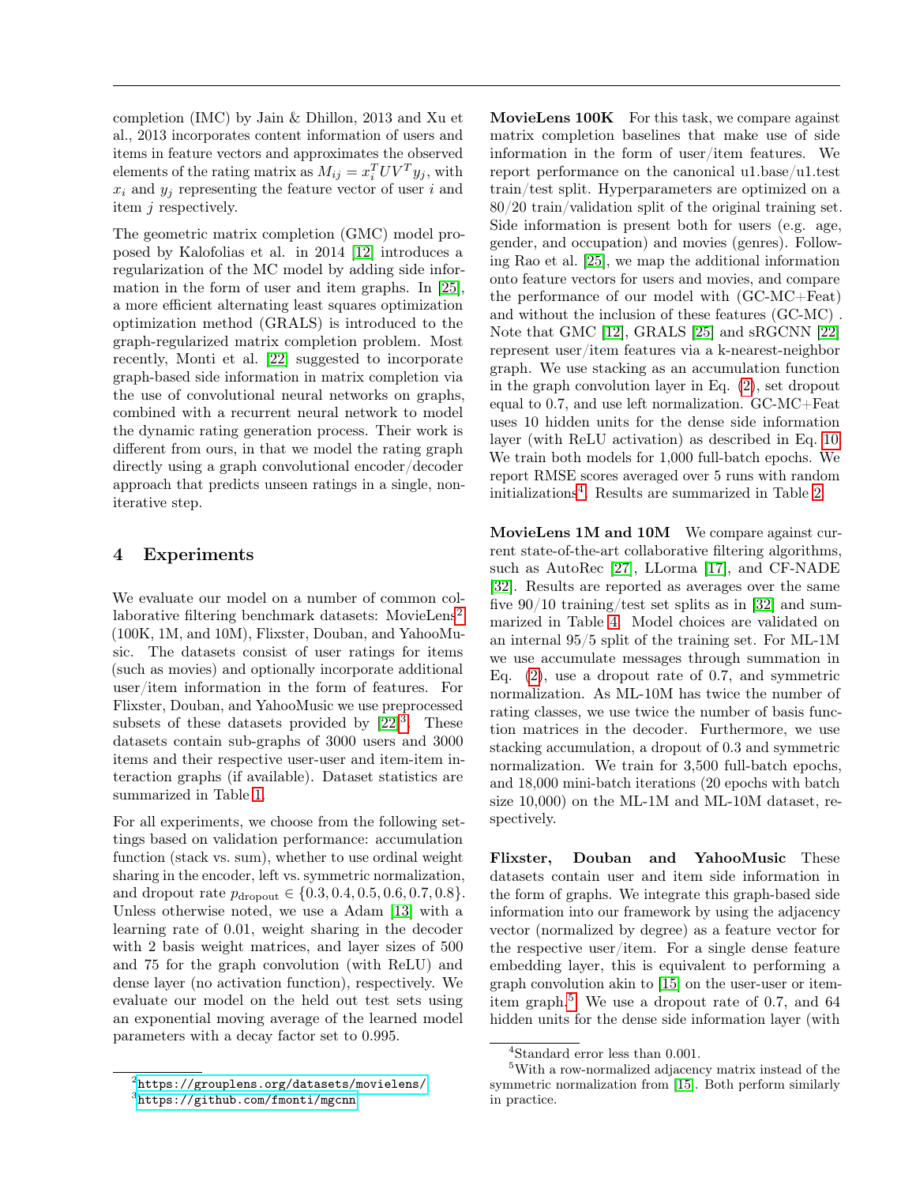completion (IMC) by Jain & Dhillon, 2013 and Xu et al., 2013 incorporates content information of users and items in feature vectors and approximates the observed elements of the rating matrix as $M_{ij} = x_i^T U V^T y_j$, with $x_i$ and $y_j$ representing the feature vector of user $i$ and item $j$ respectively.

The geometric matrix completion (GMC) model proposed by Kalofolias et al. in 2014 [12] introduces a regularization of the MC model by adding side information in the form of user and item graphs. In [25], a more efficient alternating least squares optimization optimization method (GRALS) is introduced to the graph-regularized matrix completion problem. Most recently, Monti et al. [22] suggested to incorporate graph-based side information in matrix completion via the use of convolutional neural networks on graphs, combined with a recurrent neural network to model the dynamic rating generation process. Their work is different from ours, in that we model the rating graph directly using a graph convolutional encoder/decoder approach that predicts unseen ratings in a single, non-iterative step.

## 4 Experiments

We evaluate our model on a number of common collaborative filtering benchmark datasets: MovieLens[2] (100K, 1M, and 10M), Flixster, Douban, and YahooMusic. The datasets consist of user ratings for items (such as movies) and optionally incorporate additional user/item information in the form of features. For Flixster, Douban, and YahooMusic we use preprocessed subsets of these datasets provided by [22][3]. These datasets contain sub-graphs of 3000 users and 3000 items and their respective user-user and item-item interaction graphs (if available). Dataset statistics are summarized in Table 1.

For all experiments, we choose from the following settings based on validation performance: accumulation function (stack vs. sum), whether to use ordinal weight sharing in the encoder, left vs. symmetric normalization, and dropout rate $p_{\text{dropout}} \in \{0.3, 0.4, 0.5, 0.6, 0.7, 0.8\}$. Unless otherwise noted, we use a Adam [13] with a learning rate of 0.01, weight sharing in the decoder with 2 basis weight matrices, and layer sizes of 500 and 75 for the graph convolution (with ReLU) and dense layer (no activation function), respectively. We evaluate our model on the held out test sets using an exponential moving average of the learned model parameters with a decay factor set to 0.995.

**MovieLens 100K** For this task, we compare against matrix completion baselines that make use of side information in the form of user/item features. We report performance on the canonical u1.base/u1.test train/test split. Hyperparameters are optimized on a 80/20 train/validation split of the original training set. Side information is present both for users (e.g. age, gender, and occupation) and movies (genres). Following Rao et al. [25], we map the additional information onto feature vectors for users and movies, and compare the performance of our model with (GC-MC+Feat) and without the inclusion of these features (GC-MC). Note that GMC [12], GRALS [25] and sRGCNN [22] represent user/item features via a k-nearest-neighbor graph. We use stacking as an accumulation function in the graph convolution layer in Eq. (2), set dropout equal to 0.7, and use left normalization. GC-MC+Feat uses 10 hidden units for the dense side information layer (with ReLU activation) as described in Eq. 10. We train both models for 1,000 full-batch epochs. We report RMSE scores averaged over 5 runs with random initializations[4]. Results are summarized in Table 2.

**MovieLens 1M and 10M** We compare against current state-of-the-art collaborative filtering algorithms, such as AutoRec [27], LLorma [17], and CF-NADE [32]. Results are reported as averages over the same five 90/10 training/test set splits as in [32] and summarized in Table 4. Model choices are validated on an internal 95/5 split of the training set. For ML-1M we use accumulate messages through summation in Eq. (2), use a dropout rate of 0.7, and symmetric normalization. As ML-10M has twice the number of rating classes, we use twice the number of basis function matrices in the decoder. Furthermore, we use stacking accumulation, a dropout of 0.3 and symmetric normalization. We train for 3,500 full-batch epochs, and 18,000 mini-batch iterations (20 epochs with batch size 10,000) on the ML-1M and ML-10M dataset, respectively.

**Flixster, Douban and YahooMusic** These datasets contain user and item side information in the form of graphs. We integrate this graph-based side information into our framework by using the adjacency vector (normalized by degree) as a feature vector for the respective user/item. For a single dense feature embedding layer, this is equivalent to performing a graph convolution akin to [15] on the user-user or item-item graph.[5] We use a dropout rate of 0.7, and 64 hidden units for the dense side information layer (with

[2] https://grouplens.org/datasets/movielens/

[3] https://github.com/fmonti/mgcnn

[4] Standard error less than 0.001.

[5] With a row-normalized adjacency matrix instead of the symmetric normalization from [15]. Both perform similarly in practice.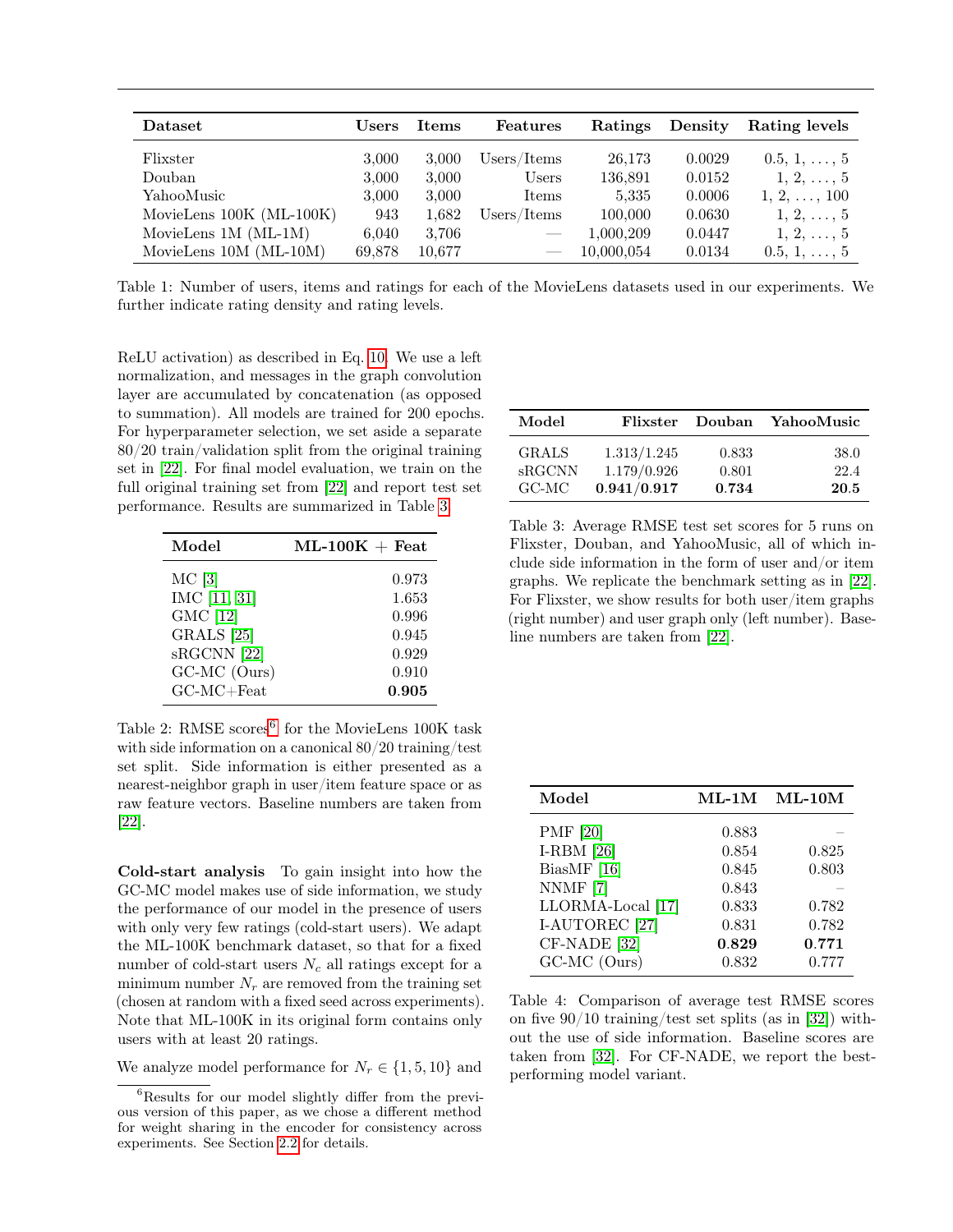| Dataset | Users | Items | Features | Ratings | Density | Rating levels |
|---|---|---|---|---|---|---|
| Flixster | 3,000 | 3,000 | Users/Items | 26,173 | 0.0029 | 0.5, 1, . . . , 5 |
| Douban | 3,000 | 3,000 | Users | 136,891 | 0.0152 | 1, 2, . . . , 5 |
| YahooMusic | 3,000 | 3,000 | Items | 5,335 | 0.0006 | 1, 2, . . . , 100 |
| MovieLens 100K (ML-100K) | 943 | 1,682 | Users/Items | 100,000 | 0.0630 | 1, 2, . . . , 5 |
| MovieLens 1M (ML-1M) | 6,040 | 3,706 | — | 1,000,209 | 0.0447 | 1, 2, . . . , 5 |
| MovieLens 10M (ML-10M) | 69,878 | 10,677 | — | 10,000,054 | 0.0134 | 0.5, 1, . . . , 5 |

Table 1: Number of users, items and ratings for each of the MovieLens datasets used in our experiments. We further indicate rating density and rating levels.

ReLU activation) as described in Eq. 10. We use a left normalization, and messages in the graph convolution layer are accumulated by concatenation (as opposed to summation). All models are trained for 200 epochs. For hyperparameter selection, we set aside a separate 80/20 train/validation split from the original training set in [22]. For final model evaluation, we train on the full original training set from [22] and report test set performance. Results are summarized in Table 3.

| Model | ML-100K + Feat |
|---|---|
| MC [3] | 0.973 |
| IMC [11, 31] | 1.653 |
| GMC [12] | 0.996 |
| GRALS [25] | 0.945 |
| sRGCNN [22] | 0.929 |
| GC-MC (Ours) | 0.910 |
| GC-MC+Feat | **0.905** |

Table 2: RMSE scores[6] for the MovieLens 100K task with side information on a canonical 80/20 training/test set split. Side information is either presented as a nearest-neighbor graph in user/item feature space or as raw feature vectors. Baseline numbers are taken from [22].

| Model | Flixster | Douban | YahooMusic |
|---|---|---|---|
| GRALS | 1.313/1.245 | 0.833 | 38.0 |
| sRGCNN | 1.179/0.926 | 0.801 | 22.4 |
| GC-MC | **0.941/0.917** | **0.734** | **20.5** |

Table 3: Average RMSE test set scores for 5 runs on Flixster, Douban, and YahooMusic, all of which include side information in the form of user and/or item graphs. We replicate the benchmark setting as in [22]. For Flixster, we show results for both user/item graphs (right number) and user graph only (left number). Baseline numbers are taken from [22].

**Cold-start analysis** To gain insight into how the GC-MC model makes use of side information, we study the performance of our model in the presence of users with only very few ratings (cold-start users). We adapt the ML-100K benchmark dataset, so that for a fixed number of cold-start users $N_c$ all ratings except for a minimum number $N_r$ are removed from the training set (chosen at random with a fixed seed across experiments). Note that ML-100K in its original form contains only users with at least 20 ratings.

We analyze model performance for $N_r \in \{1, 5, 10\}$ and

| Model | ML-1M | ML-10M |
|---|---|---|
| PMF [20] | 0.883 | – |
| I-RBM [26] | 0.854 | 0.825 |
| BiasMF [16] | 0.845 | 0.803 |
| NNMF [7] | 0.843 | – |
| LLORMA-Local [17] | 0.833 | 0.782 |
| I-AUTOREC [27] | 0.831 | 0.782 |
| CF-NADE [32] | **0.829** | **0.771** |
| GC-MC (Ours) | 0.832 | 0.777 |

Table 4: Comparison of average test RMSE scores on five 90/10 training/test set splits (as in [32]) without the use of side information. Baseline scores are taken from [32]. For CF-NADE, we report the best-performing model variant.

[6] Results for our model slightly differ from the previous version of this paper, as we chose a different method for weight sharing in the encoder for consistency across experiments. See Section 2.2 for details.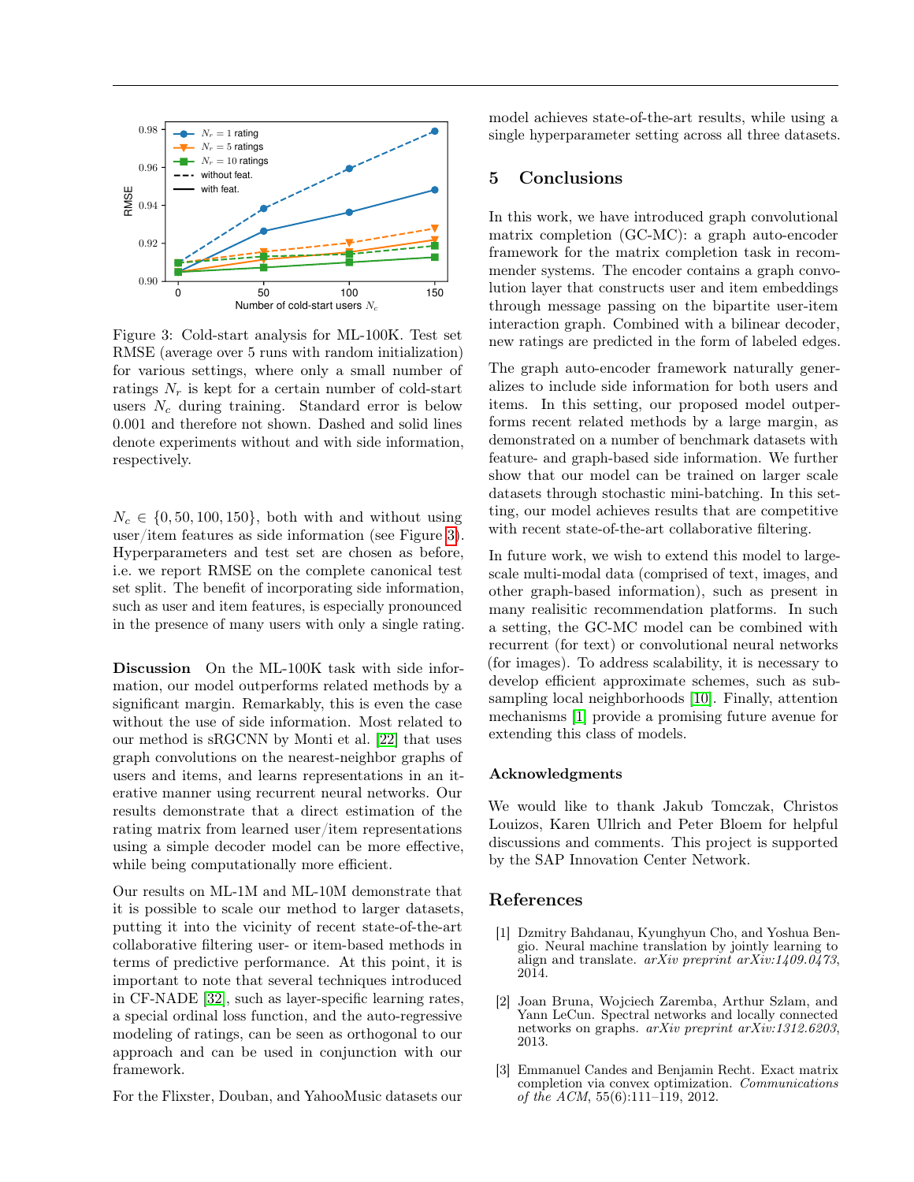Figure 3: Cold-start analysis for ML-100K. Test set RMSE (average over 5 runs with random initialization) for various settings, where only a small number of ratings $N_r$ is kept for a certain number of cold-start users $N_c$ during training. Standard error is below 0.001 and therefore not shown. Dashed and solid lines denote experiments without and with side information, respectively.

$N_c \in \{0, 50, 100, 150\}$, both with and without using user/item features as side information (see Figure 3). Hyperparameters and test set are chosen as before, i.e. we report RMSE on the complete canonical test set split. The benefit of incorporating side information, such as user and item features, is especially pronounced in the presence of many users with only a single rating.

**Discussion** On the ML-100K task with side information, our model outperforms related methods by a significant margin. Remarkably, this is even the case without the use of side information. Most related to our method is sRGCNN by Monti et al. [22] that uses graph convolutions on the nearest-neighbor graphs of users and items, and learns representations in an iterative manner using recurrent neural networks. Our results demonstrate that a direct estimation of the rating matrix from learned user/item representations using a simple decoder model can be more effective, while being computationally more efficient.

Our results on ML-1M and ML-10M demonstrate that it is possible to scale our method to larger datasets, putting it into the vicinity of recent state-of-the-art collaborative filtering user- or item-based methods in terms of predictive performance. At this point, it is important to note that several techniques introduced in CF-NADE [32], such as layer-specific learning rates, a special ordinal loss function, and the auto-regressive modeling of ratings, can be seen as orthogonal to our approach and can be used in conjunction with our framework.

For the Flixster, Douban, and YahooMusic datasets our model achieves state-of-the-art results, while using a single hyperparameter setting across all three datasets.

# 5 Conclusions

In this work, we have introduced graph convolutional matrix completion (GC-MC): a graph auto-encoder framework for the matrix completion task in recommender systems. The encoder contains a graph convolution layer that constructs user and item embeddings through message passing on the bipartite user-item interaction graph. Combined with a bilinear decoder, new ratings are predicted in the form of labeled edges.

The graph auto-encoder framework naturally generalizes to include side information for both users and items. In this setting, our proposed model outperforms recent related methods by a large margin, as demonstrated on a number of benchmark datasets with feature- and graph-based side information. We further show that our model can be trained on larger scale datasets through stochastic mini-batching. In this setting, our model achieves results that are competitive with recent state-of-the-art collaborative filtering.

In future work, we wish to extend this model to large-scale multi-modal data (comprised of text, images, and other graph-based information), such as present in many realisitic recommendation platforms. In such a setting, the GC-MC model can be combined with recurrent (for text) or convolutional neural networks (for images). To address scalability, it is necessary to develop efficient approximate schemes, such as subsampling local neighborhoods [10]. Finally, attention mechanisms [1] provide a promising future avenue for extending this class of models.

### Acknowledgments

We would like to thank Jakub Tomczak, Christos Louizos, Karen Ullrich and Peter Bloem for helpful discussions and comments. This project is supported by the SAP Innovation Center Network.

# References

[1] Dzmitry Bahdanau, Kyunghyun Cho, and Yoshua Bengio. Neural machine translation by jointly learning to align and translate. *arXiv preprint arXiv:1409.0473*, 2014.

[2] Joan Bruna, Wojciech Zaremba, Arthur Szlam, and Yann LeCun. Spectral networks and locally connected networks on graphs. *arXiv preprint arXiv:1312.6203*, 2013.

[3] Emmanuel Candes and Benjamin Recht. Exact matrix completion via convex optimization. *Communications of the ACM*, 55(6):111–119, 2012.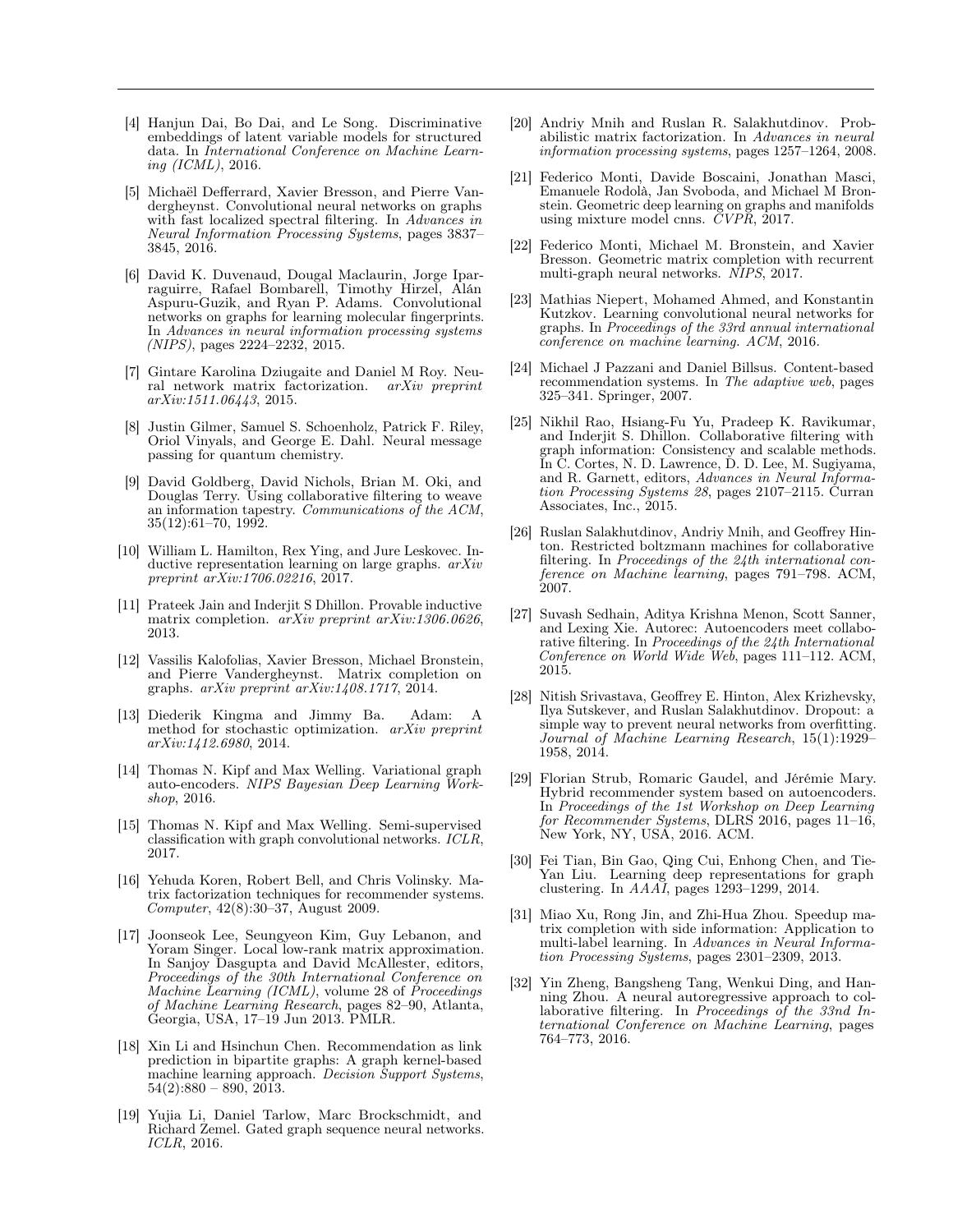[4] Hanjun Dai, Bo Dai, and Le Song. Discriminative embeddings of latent variable models for structured data. In *International Conference on Machine Learning (ICML)*, 2016.

[5] Michaël Defferrard, Xavier Bresson, and Pierre Vandergheynst. Convolutional neural networks on graphs with fast localized spectral filtering. In *Advances in Neural Information Processing Systems*, pages 3837–3845, 2016.

[6] David K. Duvenaud, Dougal Maclaurin, Jorge Iparraguirre, Rafael Bombarell, Timothy Hirzel, Alán Aspuru-Guzik, and Ryan P. Adams. Convolutional networks on graphs for learning molecular fingerprints. In *Advances in neural information processing systems (NIPS)*, pages 2224–2232, 2015.

[7] Gintare Karolina Dziugaite and Daniel M Roy. Neural network matrix factorization. *arXiv preprint arXiv:1511.06443*, 2015.

[8] Justin Gilmer, Samuel S. Schoenholz, Patrick F. Riley, Oriol Vinyals, and George E. Dahl. Neural message passing for quantum chemistry.

[9] David Goldberg, David Nichols, Brian M. Oki, and Douglas Terry. Using collaborative filtering to weave an information tapestry. *Communications of the ACM*, 35(12):61–70, 1992.

[10] William L. Hamilton, Rex Ying, and Jure Leskovec. Inductive representation learning on large graphs. *arXiv preprint arXiv:1706.02216*, 2017.

[11] Prateek Jain and Inderjit S Dhillon. Provable inductive matrix completion. *arXiv preprint arXiv:1306.0626*, 2013.

[12] Vassilis Kalofolias, Xavier Bresson, Michael Bronstein, and Pierre Vandergheynst. Matrix completion on graphs. *arXiv preprint arXiv:1408.1717*, 2014.

[13] Diederik Kingma and Jimmy Ba. Adam: A method for stochastic optimization. *arXiv preprint arXiv:1412.6980*, 2014.

[14] Thomas N. Kipf and Max Welling. Variational graph auto-encoders. *NIPS Bayesian Deep Learning Workshop*, 2016.

[15] Thomas N. Kipf and Max Welling. Semi-supervised classification with graph convolutional networks. *ICLR*, 2017.

[16] Yehuda Koren, Robert Bell, and Chris Volinsky. Matrix factorization techniques for recommender systems. *Computer*, 42(8):30–37, August 2009.

[17] Joonseok Lee, Seungyeon Kim, Guy Lebanon, and Yoram Singer. Local low-rank matrix approximation. In Sanjoy Dasgupta and David McAllester, editors, *Proceedings of the 30th International Conference on Machine Learning (ICML)*, volume 28 of *Proceedings of Machine Learning Research*, pages 82–90, Atlanta, Georgia, USA, 17–19 Jun 2013. PMLR.

[18] Xin Li and Hsinchun Chen. Recommendation as link prediction in bipartite graphs: A graph kernel-based machine learning approach. *Decision Support Systems*, 54(2):880 – 890, 2013.

[19] Yujia Li, Daniel Tarlow, Marc Brockschmidt, and Richard Zemel. Gated graph sequence neural networks. *ICLR*, 2016.

[20] Andriy Mnih and Ruslan R. Salakhutdinov. Probabilistic matrix factorization. In *Advances in neural information processing systems*, pages 1257–1264, 2008.

[21] Federico Monti, Davide Boscaini, Jonathan Masci, Emanuele Rodolà, Jan Svoboda, and Michael M Bronstein. Geometric deep learning on graphs and manifolds using mixture model cnns. *CVPR*, 2017.

[22] Federico Monti, Michael M. Bronstein, and Xavier Bresson. Geometric matrix completion with recurrent multi-graph neural networks. *NIPS*, 2017.

[23] Mathias Niepert, Mohamed Ahmed, and Konstantin Kutzkov. Learning convolutional neural networks for graphs. In *Proceedings of the 33rd annual international conference on machine learning. ACM*, 2016.

[24] Michael J Pazzani and Daniel Billsus. Content-based recommendation systems. In *The adaptive web*, pages 325–341. Springer, 2007.

[25] Nikhil Rao, Hsiang-Fu Yu, Pradeep K. Ravikumar, and Inderjit S. Dhillon. Collaborative filtering with graph information: Consistency and scalable methods. In C. Cortes, N. D. Lawrence, D. D. Lee, M. Sugiyama, and R. Garnett, editors, *Advances in Neural Information Processing Systems 28*, pages 2107–2115. Curran Associates, Inc., 2015.

[26] Ruslan Salakhutdinov, Andriy Mnih, and Geoffrey Hinton. Restricted boltzmann machines for collaborative filtering. In *Proceedings of the 24th international conference on Machine learning*, pages 791–798. ACM, 2007.

[27] Suvash Sedhain, Aditya Krishna Menon, Scott Sanner, and Lexing Xie. Autorec: Autoencoders meet collaborative filtering. In *Proceedings of the 24th International Conference on World Wide Web*, pages 111–112. ACM, 2015.

[28] Nitish Srivastava, Geoffrey E. Hinton, Alex Krizhevsky, Ilya Sutskever, and Ruslan Salakhutdinov. Dropout: a simple way to prevent neural networks from overfitting. *Journal of Machine Learning Research*, 15(1):1929–1958, 2014.

[29] Florian Strub, Romaric Gaudel, and Jérémie Mary. Hybrid recommender system based on autoencoders. In *Proceedings of the 1st Workshop on Deep Learning for Recommender Systems*, DLRS 2016, pages 11–16, New York, NY, USA, 2016. ACM.

[30] Fei Tian, Bin Gao, Qing Cui, Enhong Chen, and Tie-Yan Liu. Learning deep representations for graph clustering. In *AAAI*, pages 1293–1299, 2014.

[31] Miao Xu, Rong Jin, and Zhi-Hua Zhou. Speedup matrix completion with side information: Application to multi-label learning. In *Advances in Neural Information Processing Systems*, pages 2301–2309, 2013.

[32] Yin Zheng, Bangsheng Tang, Wenkui Ding, and Hanning Zhou. A neural autoregressive approach to collaborative filtering. In *Proceedings of the 33nd International Conference on Machine Learning*, pages 764–773, 2016.